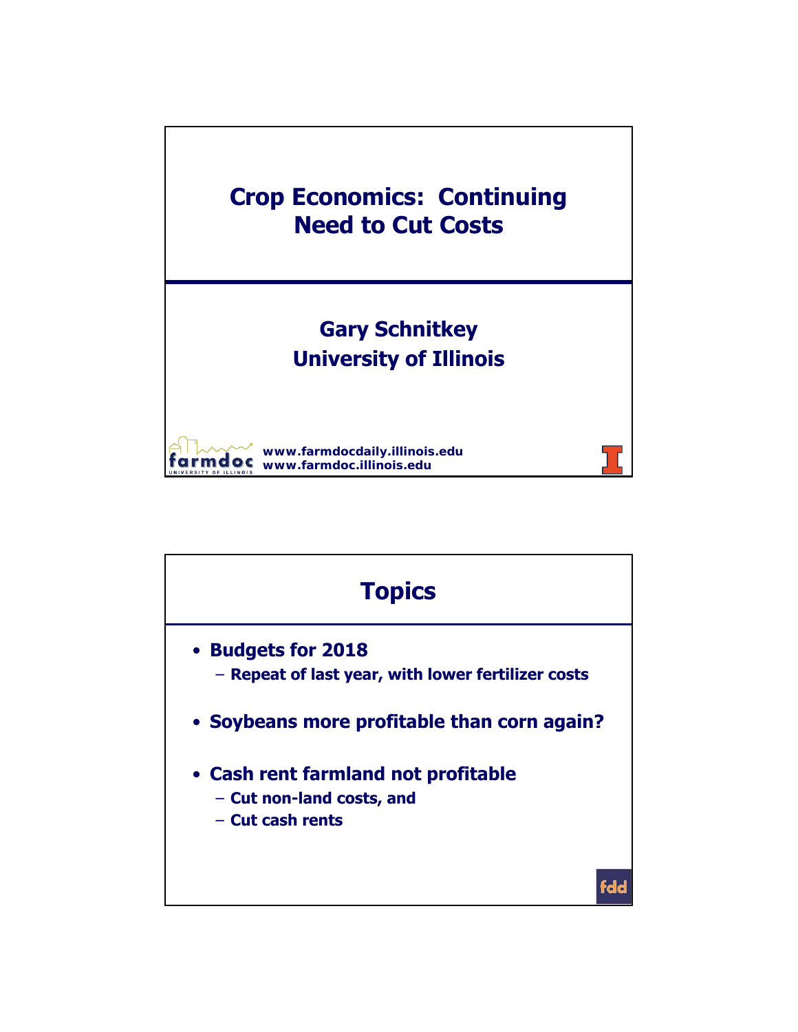# Crop Economics: Continuing Need to Cut Costs

**Gary Schnitkey**
**University of Illinois**

www.farmdocdaily.illinois.edu
www.farmdoc.illinois.edu

## Topics

- **Budgets for 2018**
  - Repeat of last year, with lower fertilizer costs
- **Soybeans more profitable than corn again?**
- **Cash rent farmland not profitable**
  - Cut non-land costs, and
  - Cut cash rents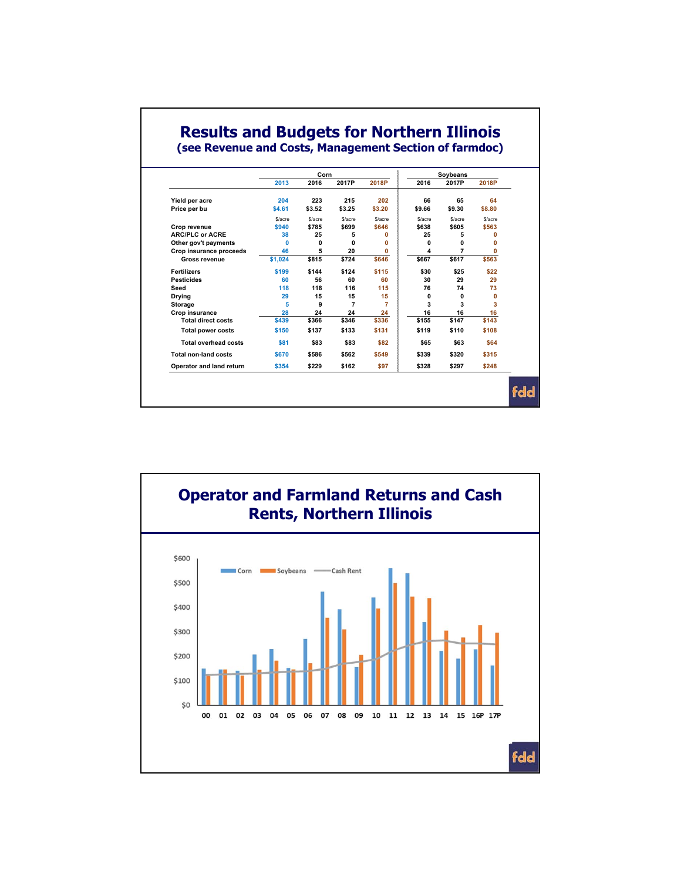# Results and Budgets for Northern Illinois

## (see Revenue and Costs, Management Section of farmdoc)

| | Corn | | | | Soybeans | | |
|---|---|---|---|---|---|---|---|
| | 2013 | 2016 | 2017P | 2018P | 2016 | 2017P | 2018P |
| Yield per acre | 204 | 223 | 215 | 202 | 66 | 65 | 64 |
| Price per bu | $4.61 | $3.52 | $3.25 | $3.20 | $9.66 | $9.30 | $8.80 |
| | $/acre | $/acre | $/acre | $/acre | $/acre | $/acre | $/acre |
| Crop revenue | $940 | $785 | $699 | $646 | $638 | $605 | $563 |
| ARC/PLC or ACRE | 38 | 25 | 5 | 0 | 25 | 5 | 0 |
| Other gov't payments | 0 | 0 | 0 | 0 | 0 | 0 | 0 |
| Crop insurance proceeds | 46 | 5 | 20 | 0 | 4 | 7 | 0 |
| Gross revenue | $1,024 | $815 | $724 | $646 | $667 | $617 | $563 |
| Fertilizers | $199 | $144 | $124 | $115 | $30 | $25 | $22 |
| Pesticides | 60 | 56 | 60 | 60 | 30 | 29 | 29 |
| Seed | 118 | 118 | 116 | 115 | 76 | 74 | 73 |
| Drying | 29 | 15 | 15 | 15 | 0 | 0 | 0 |
| Storage | 5 | 9 | 7 | 7 | 3 | 3 | 3 |
| Crop insurance | 28 | 24 | 24 | 24 | 16 | 16 | 16 |
| Total direct costs | $439 | $366 | $346 | $336 | $155 | $147 | $143 |
| Total power costs | $150 | $137 | $133 | $131 | $119 | $110 | $108 |
| Total overhead costs | $81 | $83 | $83 | $82 | $65 | $63 | $64 |
| Total non-land costs | $670 | $586 | $562 | $549 | $339 | $320 | $315 |
| Operator and land return | $354 | $229 | $162 | $97 | $328 | $297 | $248 |

# Operator and Farmland Returns and Cash Rents, Northern Illinois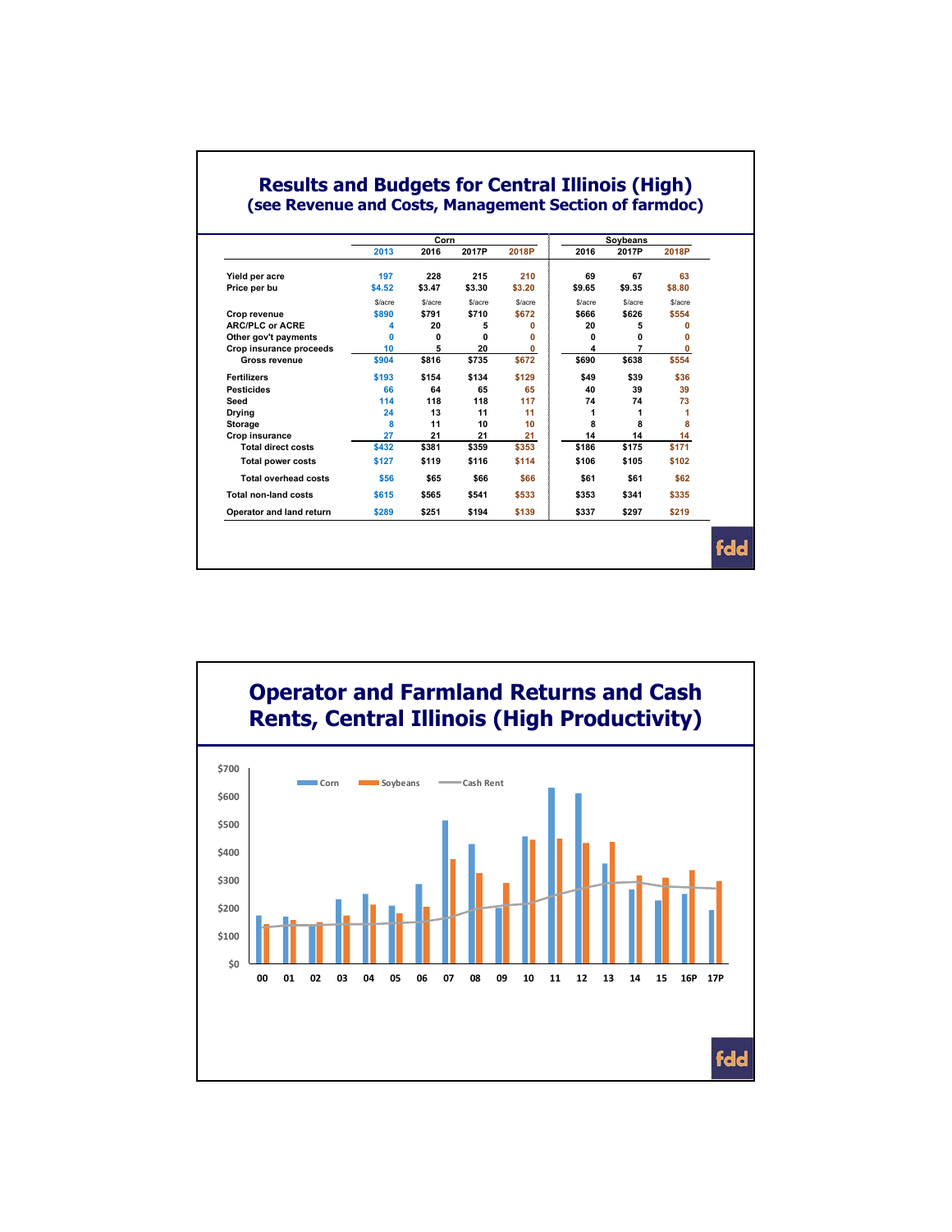## Results and Budgets for Central Illinois (High)
### (see Revenue and Costs, Management Section of farmdoc)

| | Corn | | | | Soybeans | | |
|---|---|---|---|---|---|---|---|
| | 2013 | 2016 | 2017P | 2018P | 2016 | 2017P | 2018P |
| Yield per acre | 197 | 228 | 215 | 210 | 69 | 67 | 63 |
| Price per bu | $4.52 | $3.47 | $3.30 | $3.20 | $9.65 | $9.35 | $8.80 |
| | $/acre | $/acre | $/acre | $/acre | $/acre | $/acre | $/acre |
| Crop revenue | $890 | $791 | $710 | $672 | $666 | $626 | $554 |
| ARC/PLC or ACRE | 4 | 20 | 5 | 0 | 20 | 5 | 0 |
| Other gov't payments | 0 | 0 | 0 | 0 | 0 | 0 | 0 |
| Crop insurance proceeds | 10 | 5 | 20 | 0 | 4 | 7 | 0 |
| Gross revenue | $904 | $816 | $735 | $672 | $690 | $638 | $554 |
| Fertilizers | $193 | $154 | $134 | $129 | $49 | $39 | $36 |
| Pesticides | 66 | 64 | 65 | 65 | 40 | 39 | 39 |
| Seed | 114 | 118 | 118 | 117 | 74 | 74 | 73 |
| Drying | 24 | 13 | 11 | 11 | 1 | 1 | 1 |
| Storage | 8 | 11 | 10 | 10 | 8 | 8 | 8 |
| Crop insurance | 27 | 21 | 21 | 21 | 14 | 14 | 14 |
| Total direct costs | $432 | $381 | $359 | $353 | $186 | $175 | $171 |
| Total power costs | $127 | $119 | $116 | $114 | $106 | $105 | $102 |
| Total overhead costs | $56 | $65 | $66 | $66 | $61 | $61 | $62 |
| Total non-land costs | $615 | $565 | $541 | $533 | $353 | $341 | $335 |
| Operator and land return | $289 | $251 | $194 | $139 | $337 | $297 | $219 |

## Operator and Farmland Returns and Cash Rents, Central Illinois (High Productivity)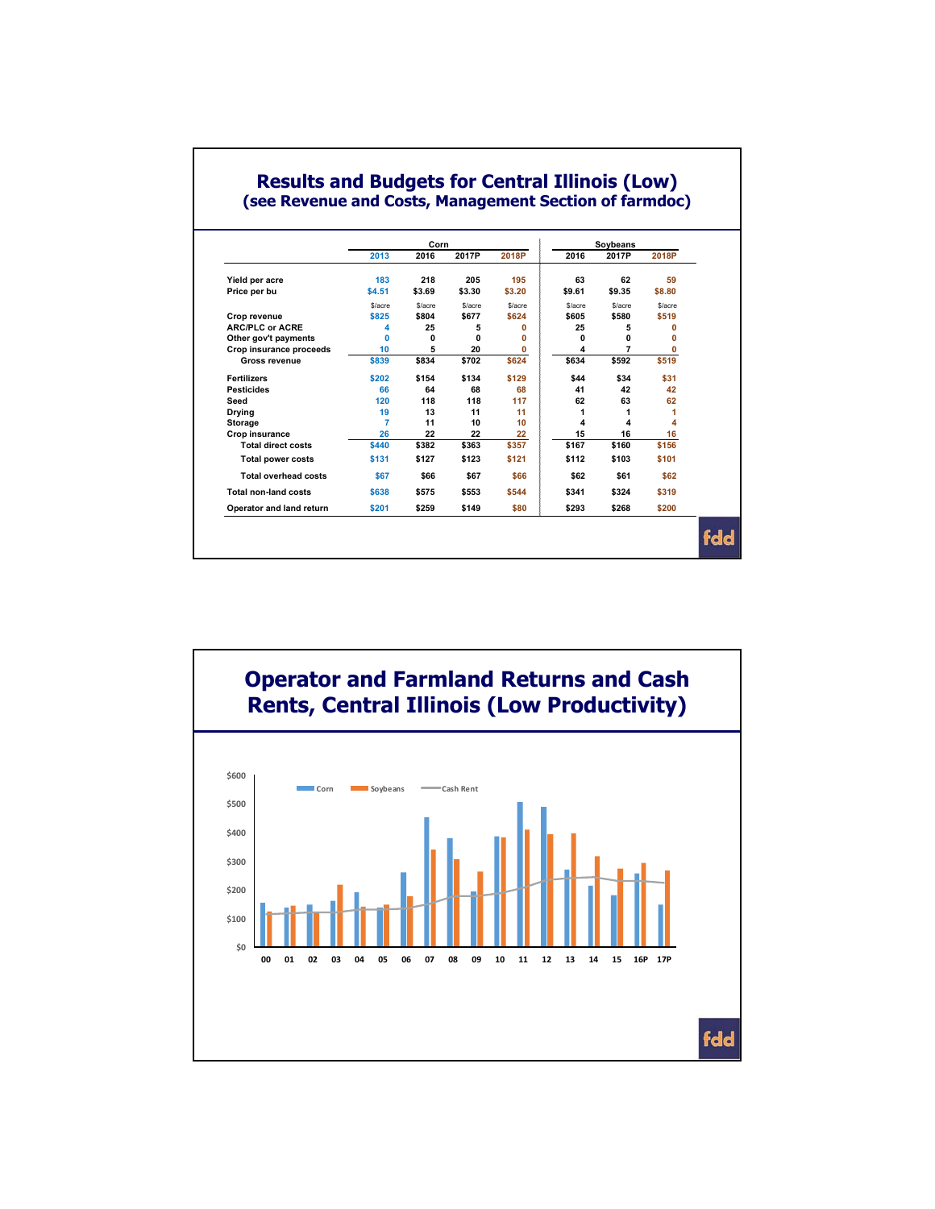## Results and Budgets for Central Illinois (Low)
### (see Revenue and Costs, Management Section of farmdoc)

| | Corn | | | | Soybeans | | |
|---|---|---|---|---|---|---|---|
| | 2013 | 2016 | 2017P | 2018P | 2016 | 2017P | 2018P |
| Yield per acre | 183 | 218 | 205 | 195 | 63 | 62 | 59 |
| Price per bu | $4.51 | $3.69 | $3.30 | $3.20 | $9.61 | $9.35 | $8.80 |
| | $/acre | $/acre | $/acre | $/acre | $/acre | $/acre | $/acre |
| Crop revenue | $825 | $804 | $677 | $624 | $605 | $580 | $519 |
| ARC/PLC or ACRE | 4 | 25 | 5 | 0 | 25 | 5 | 0 |
| Other gov't payments | 0 | 0 | 0 | 0 | 0 | 0 | 0 |
| Crop insurance proceeds | 10 | 5 | 20 | 0 | 4 | 7 | 0 |
| Gross revenue | $839 | $834 | $702 | $624 | $634 | $592 | $519 |
| Fertilizers | $202 | $154 | $134 | $129 | $44 | $34 | $31 |
| Pesticides | 66 | 64 | 68 | 68 | 41 | 42 | 42 |
| Seed | 120 | 118 | 118 | 117 | 62 | 63 | 62 |
| Drying | 19 | 13 | 11 | 11 | 1 | 1 | 1 |
| Storage | 7 | 11 | 10 | 10 | 4 | 4 | 4 |
| Crop insurance | 26 | 22 | 22 | 22 | 15 | 16 | 16 |
| Total direct costs | $440 | $382 | $363 | $357 | $167 | $160 | $156 |
| Total power costs | $131 | $127 | $123 | $121 | $112 | $103 | $101 |
| Total overhead costs | $67 | $66 | $67 | $66 | $62 | $61 | $62 |
| Total non-land costs | $638 | $575 | $553 | $544 | $341 | $324 | $319 |
| Operator and land return | $201 | $259 | $149 | $80 | $293 | $268 | $200 |

## Operator and Farmland Returns and Cash Rents, Central Illinois (Low Productivity)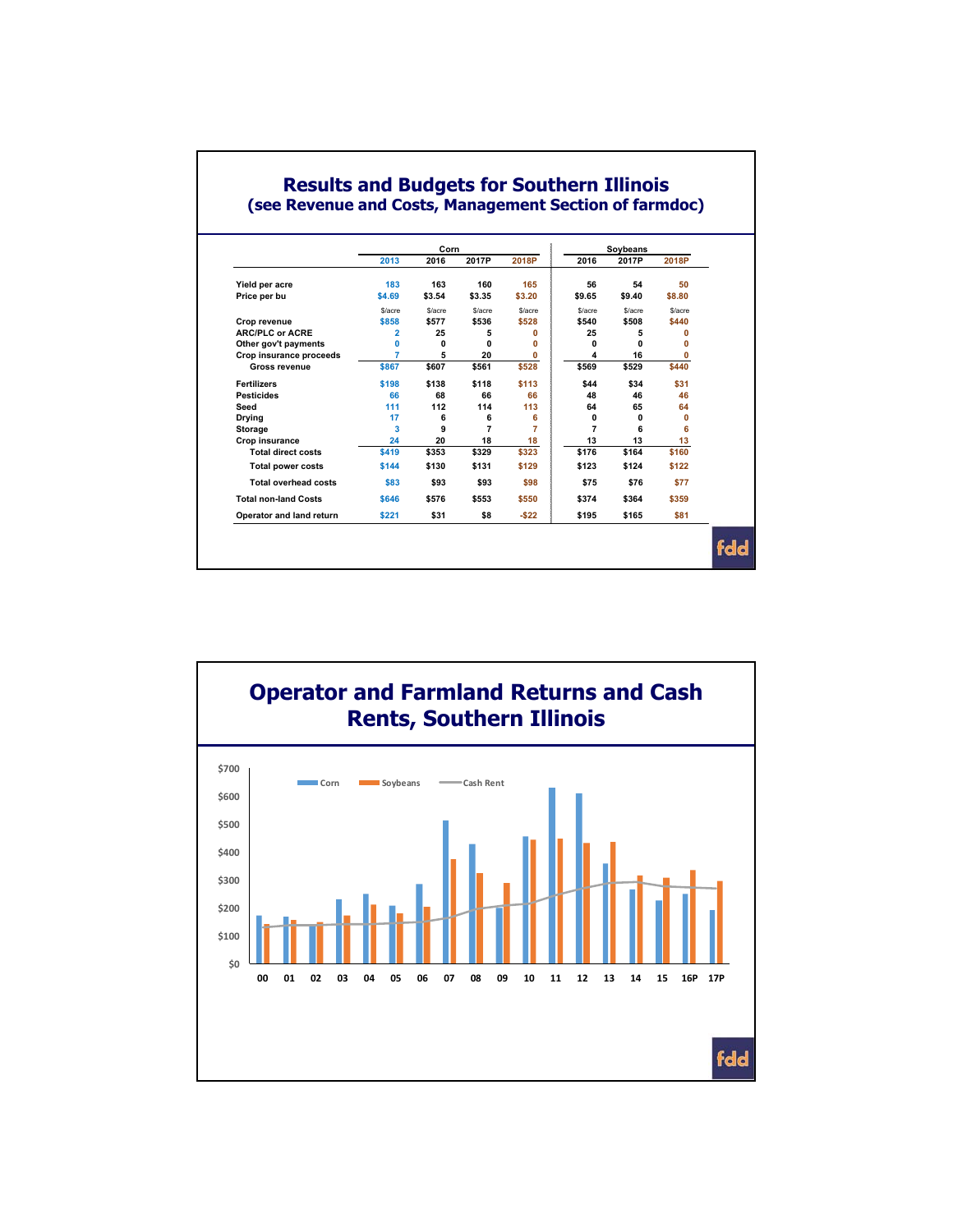## Results and Budgets for Southern Illinois
### (see Revenue and Costs, Management Section of farmdoc)

| | Corn | | | | Soybeans | | |
|---|---|---|---|---|---|---|---|
| | 2013 | 2016 | 2017P | 2018P | 2016 | 2017P | 2018P |
| Yield per acre | 183 | 163 | 160 | 165 | 56 | 54 | 50 |
| Price per bu | $4.69 | $3.54 | $3.35 | $3.20 | $9.65 | $9.40 | $8.80 |
| | $/acre | $/acre | $/acre | $/acre | $/acre | $/acre | $/acre |
| Crop revenue | $858 | $577 | $536 | $528 | $540 | $508 | $440 |
| ARC/PLC or ACRE | 2 | 25 | 5 | 0 | 25 | 5 | 0 |
| Other gov't payments | 0 | 0 | 0 | 0 | 0 | 0 | 0 |
| Crop insurance proceeds | 7 | 5 | 20 | 0 | 4 | 16 | 0 |
| Gross revenue | $867 | $607 | $561 | $528 | $569 | $529 | $440 |
| Fertilizers | $198 | $138 | $118 | $113 | $44 | $34 | $31 |
| Pesticides | 66 | 68 | 66 | 66 | 48 | 46 | 46 |
| Seed | 111 | 112 | 114 | 113 | 64 | 65 | 64 |
| Drying | 17 | 6 | 6 | 6 | 0 | 0 | 0 |
| Storage | 3 | 9 | 7 | 7 | 7 | 6 | 6 |
| Crop insurance | 24 | 20 | 18 | 18 | 13 | 13 | 13 |
| Total direct costs | $419 | $353 | $329 | $323 | $176 | $164 | $160 |
| Total power costs | $144 | $130 | $131 | $129 | $123 | $124 | $122 |
| Total overhead costs | $83 | $93 | $93 | $98 | $75 | $76 | $77 |
| Total non-land Costs | $646 | $576 | $553 | $550 | $374 | $364 | $359 |
| Operator and land return | $221 | $31 | $8 | -$22 | $195 | $165 | $81 |

## Operator and Farmland Returns and Cash Rents, Southern Illinois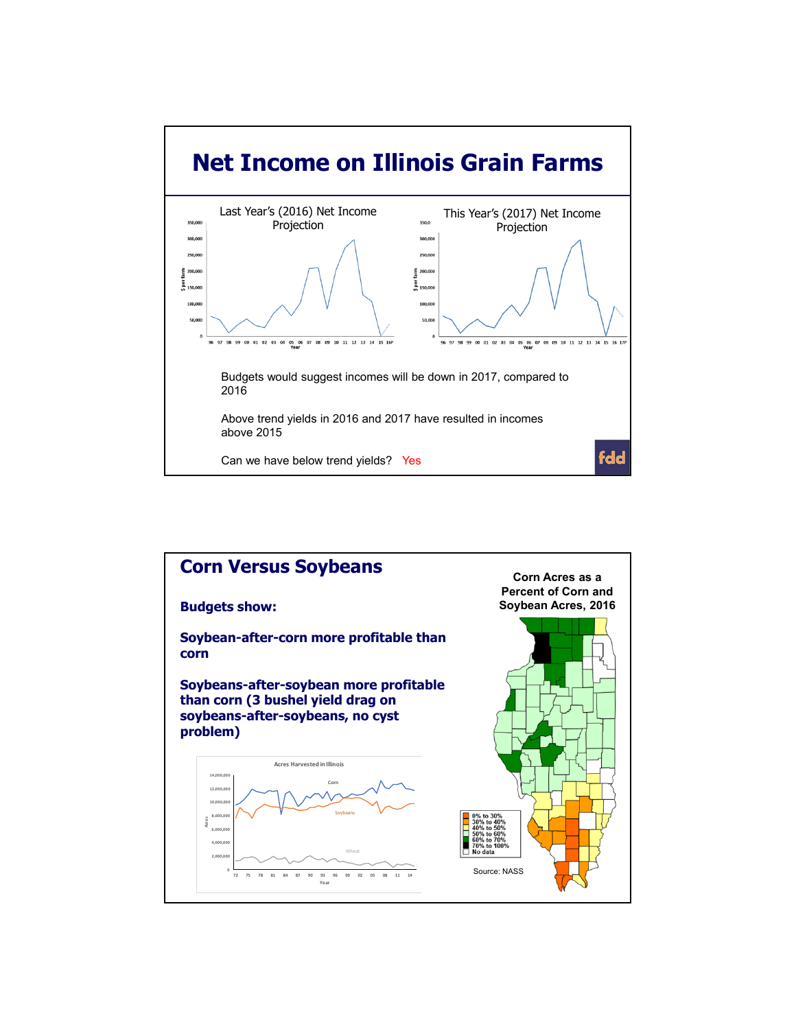# Net Income on Illinois Grain Farms

Last Year's (2016) Net Income Projection

This Year's (2017) Net Income Projection

Budgets would suggest incomes will be down in 2017, compared to 2016

Above trend yields in 2016 and 2017 have resulted in incomes above 2015

Can we have below trend yields? Yes

# Corn Versus Soybeans

**Budgets show:**

**Soybean-after-corn more profitable than corn**

**Soybeans-after-soybean more profitable than corn (3 bushel yield drag on soybeans-after-soybeans, no cyst problem)**

Acres Harvested in Illinois

**Corn Acres as a Percent of Corn and Soybean Acres, 2016**

- 0% to 30%
- 30% to 40%
- 40% to 50%
- 50% to 60%
- 60% to 70%
- 70% to 100%
- No data

Source: NASS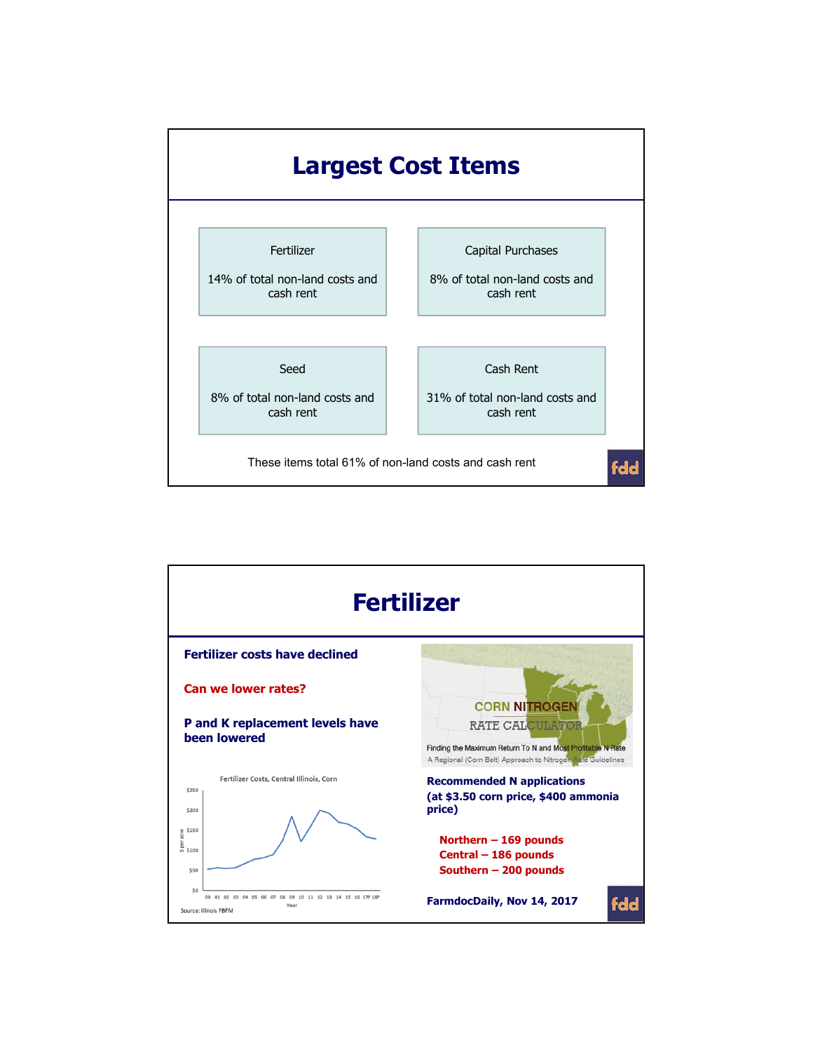# Largest Cost Items

Fertilizer

14% of total non-land costs and cash rent

Capital Purchases

8% of total non-land costs and cash rent

Seed

8% of total non-land costs and cash rent

Cash Rent

31% of total non-land costs and cash rent

These items total 61% of non-land costs and cash rent

# Fertilizer

**Fertilizer costs have declined**

**Can we lower rates?**

**P and K replacement levels have been lowered**

Fertilizer Costs, Central Illinois, Corn

Source: Illinois FBFM

CORN NITROGEN RATE CALCULATOR

Finding the Maximum Return To N and Most Profitable N Rate

A Regional (Corn Belt) Approach to Nitrogen Rate Guidelines

**Recommended N applications (at $3.50 corn price, $400 ammonia price)**

- **Northern – 169 pounds**
- **Central – 186 pounds**
- **Southern – 200 pounds**

**FarmdocDaily, Nov 14, 2017**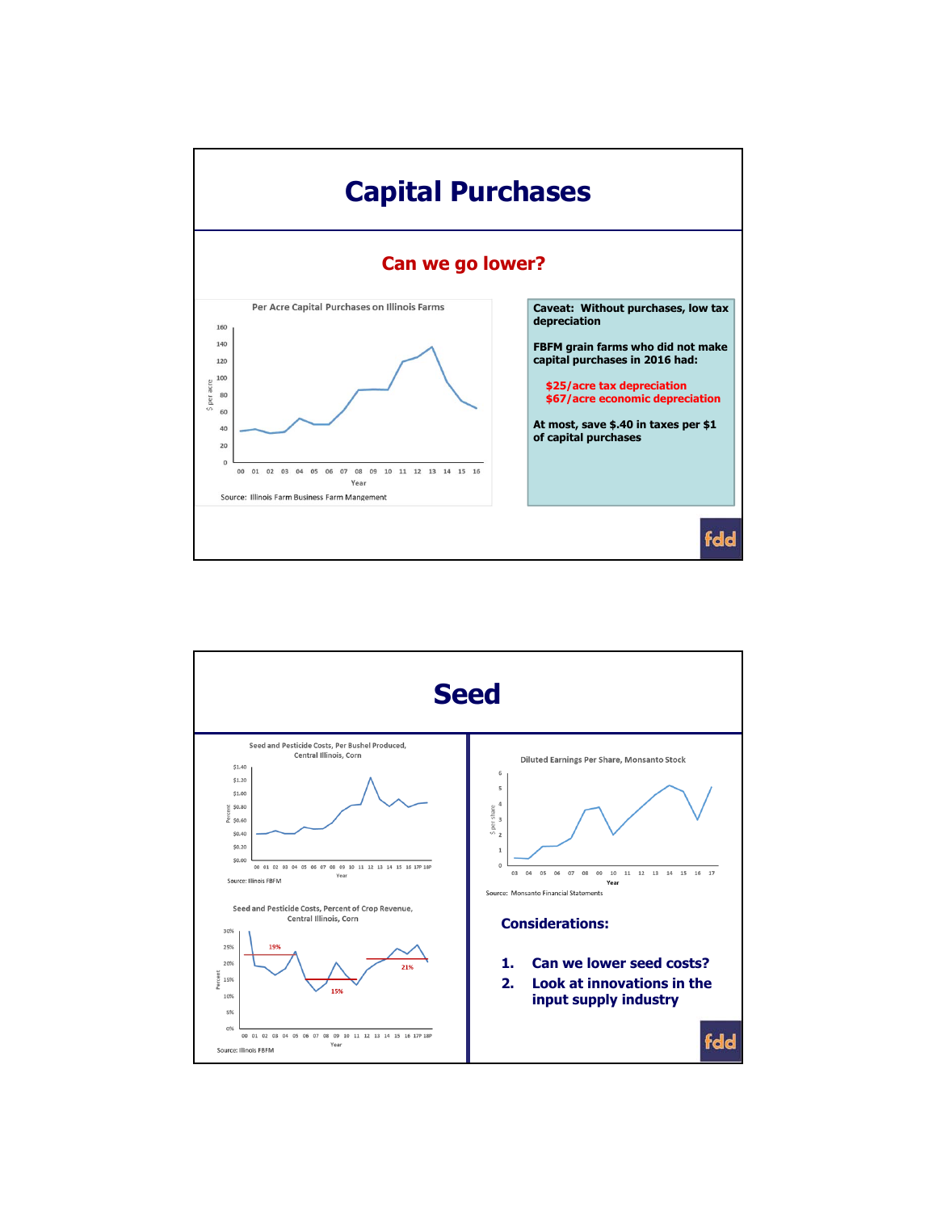# Capital Purchases

## Can we go lower?

Per Acre Capital Purchases on Illinois Farms

Source: Illinois Farm Business Farm Mangement

**Caveat: Without purchases, low tax depreciation**

**FBFM grain farms who did not make capital purchases in 2016 had:**

- **$25/acre tax depreciation**
- **$67/acre economic depreciation**

**At most, save $.40 in taxes per $1 of capital purchases**

# Seed

Seed and Pesticide Costs, Per Bushel Produced, Central Illinois, Corn

Source: Illinois FBFM

Seed and Pesticide Costs, Percent of Crop Revenue, Central Illinois, Corn

Source: Illinois FBFM

Diluted Earnings Per Share, Monsanto Stock

Source: Monsanto Financial Statements

**Considerations:**

1. **Can we lower seed costs?**
2. **Look at innovations in the input supply industry**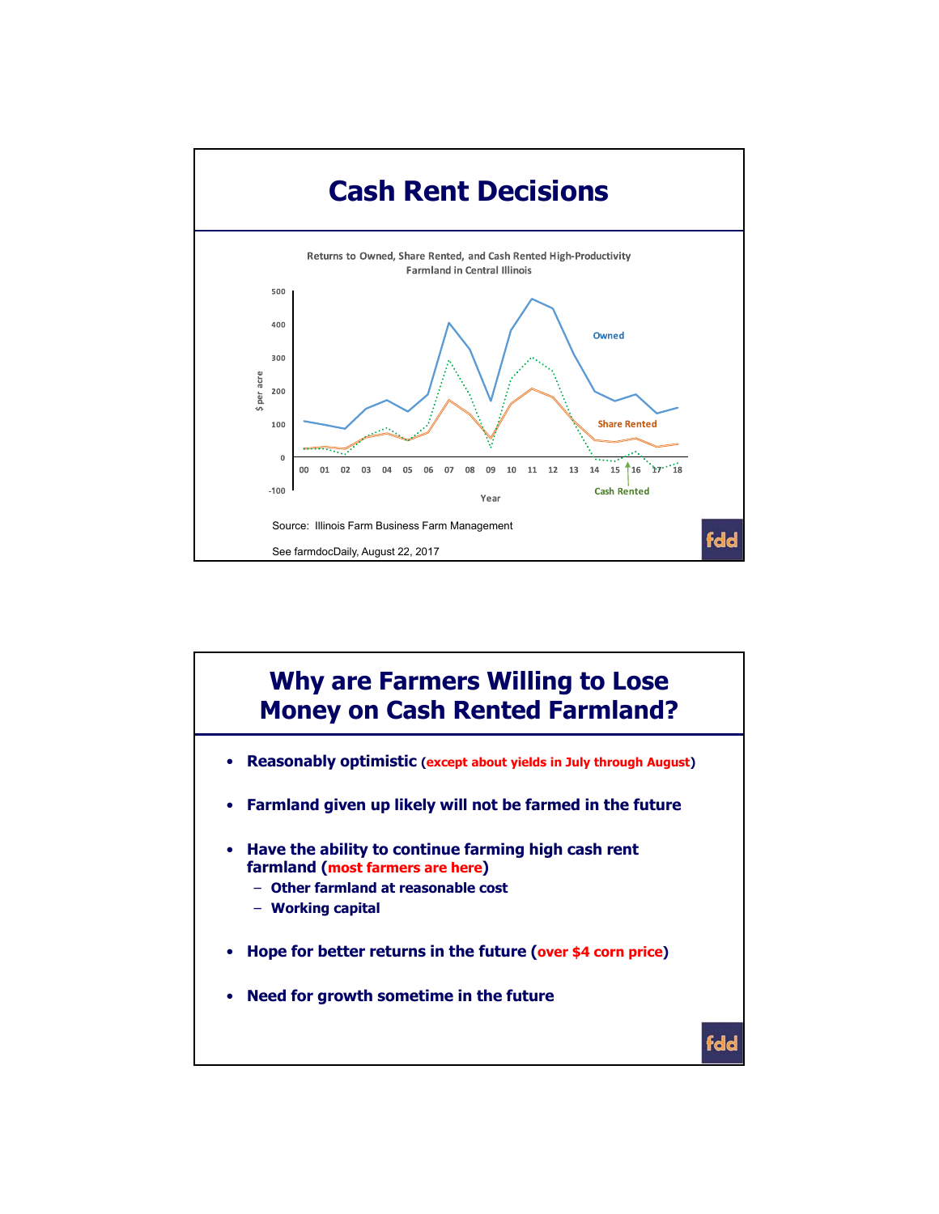# Cash Rent Decisions

Returns to Owned, Share Rented, and Cash Rented High-Productivity Farmland in Central Illinois

Source: Illinois Farm Business Farm Management

See farmdocDaily, August 22, 2017

# Why are Farmers Willing to Lose Money on Cash Rented Farmland?

- **Reasonably optimistic (except about yields in July through August)**
- **Farmland given up likely will not be farmed in the future**
- **Have the ability to continue farming high cash rent farmland (most farmers are here)**
  - **Other farmland at reasonable cost**
  - **Working capital**
- **Hope for better returns in the future (over $4 corn price)**
- **Need for growth sometime in the future**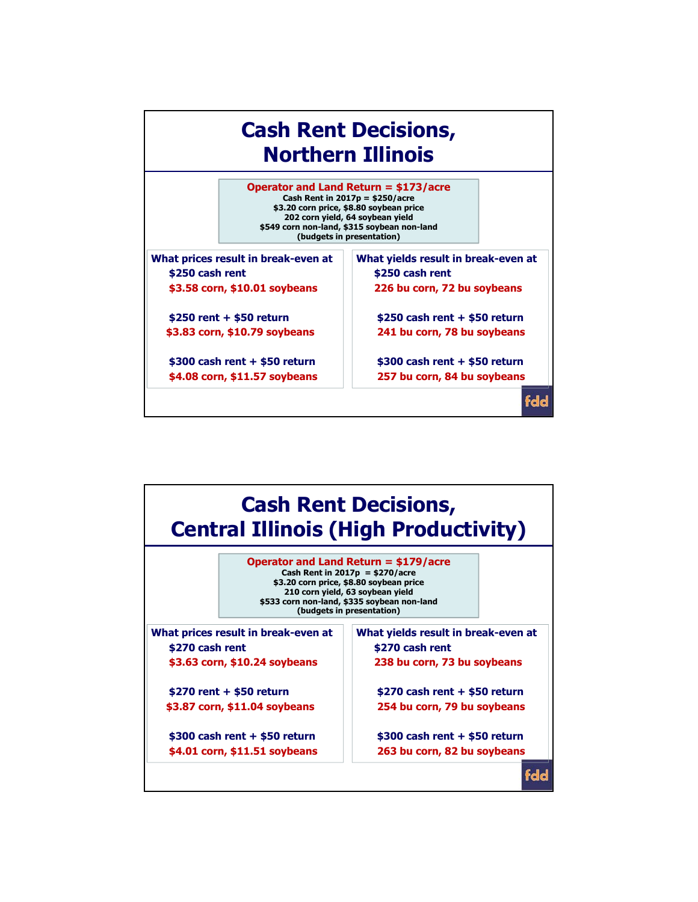# Cash Rent Decisions, Northern Illinois

**Operator and Land Return = $173/acre**

Cash Rent in 2017p = $250/acre
$3.20 corn price, $8.80 soybean price
202 corn yield, 64 soybean yield
$549 corn non-land, $315 soybean non-land
(budgets in presentation)

**What prices result in break-even at**

- $250 cash rent
  - $3.58 corn, $10.01 soybeans
- $250 rent + $50 return
  - $3.83 corn, $10.79 soybeans
- $300 cash rent + $50 return
  - $4.08 corn, $11.57 soybeans

**What yields result in break-even at**

- $250 cash rent
  - 226 bu corn, 72 bu soybeans
- $250 cash rent + $50 return
  - 241 bu corn, 78 bu soybeans
- $300 cash rent + $50 return
  - 257 bu corn, 84 bu soybeans

fdd

# Cash Rent Decisions, Central Illinois (High Productivity)

**Operator and Land Return = $179/acre**

Cash Rent in 2017p = $270/acre
$3.20 corn price, $8.80 soybean price
210 corn yield, 63 soybean yield
$533 corn non-land, $335 soybean non-land
(budgets in presentation)

**What prices result in break-even at**

- $270 cash rent
  - $3.63 corn, $10.24 soybeans
- $270 rent + $50 return
  - $3.87 corn, $11.04 soybeans
- $300 cash rent + $50 return
  - $4.01 corn, $11.51 soybeans

**What yields result in break-even at**

- $270 cash rent
  - 238 bu corn, 73 bu soybeans
- $270 cash rent + $50 return
  - 254 bu corn, 79 bu soybeans
- $300 cash rent + $50 return
  - 263 bu corn, 82 bu soybeans

fdd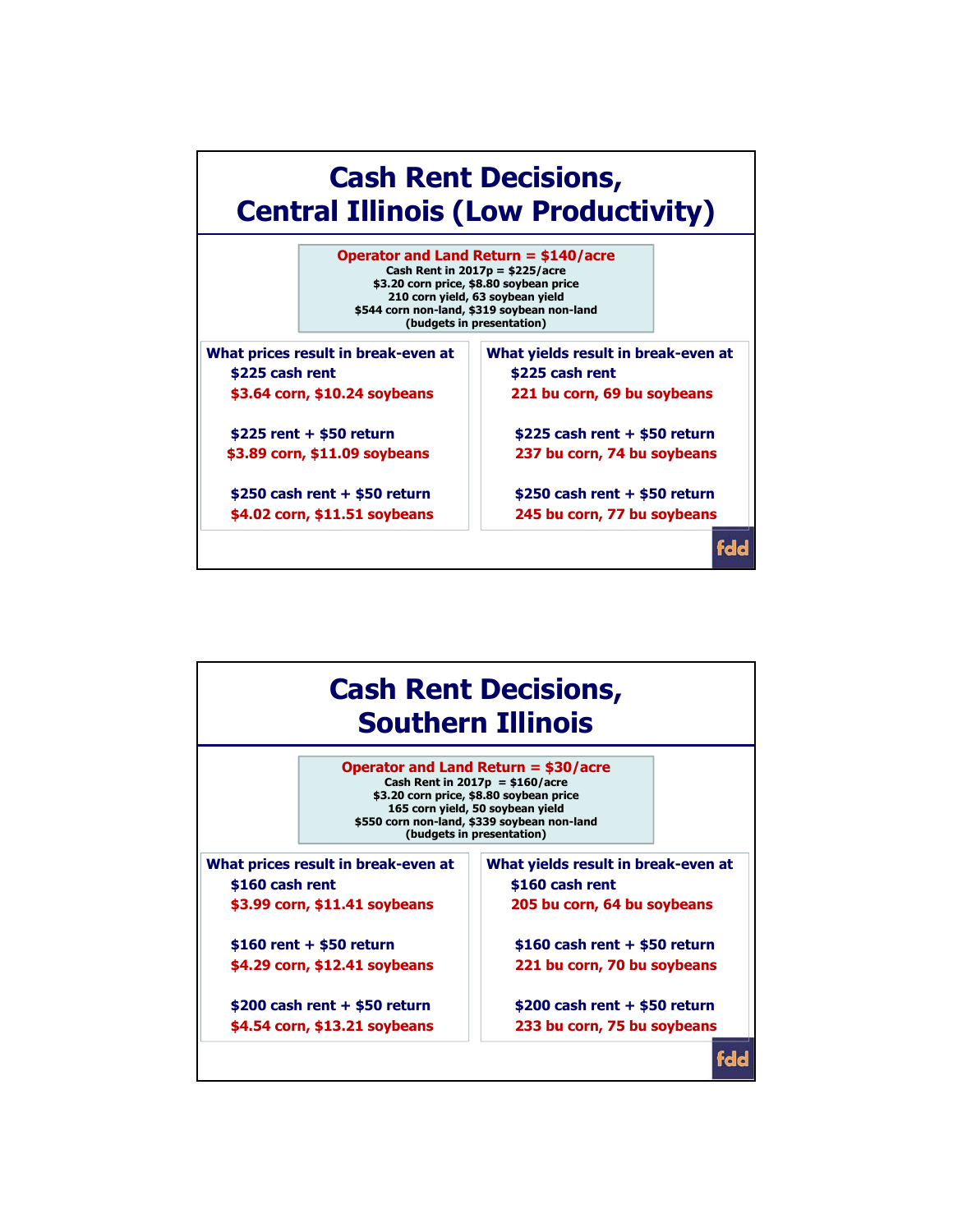# Cash Rent Decisions, Central Illinois (Low Productivity)

**Operator and Land Return = $140/acre**

Cash Rent in 2017p = $225/acre
$3.20 corn price, $8.80 soybean price
210 corn yield, 63 soybean yield
$544 corn non-land, $319 soybean non-land
(budgets in presentation)

**What prices result in break-even at**

- **$225 cash rent**
  **$3.64 corn, $10.24 soybeans**
- **$225 rent + $50 return**
  **$3.89 corn, $11.09 soybeans**
- **$250 cash rent + $50 return**
  **$4.02 corn, $11.51 soybeans**

**What yields result in break-even at**

- **$225 cash rent**
  **221 bu corn, 69 bu soybeans**
- **$225 cash rent + $50 return**
  **237 bu corn, 74 bu soybeans**
- **$250 cash rent + $50 return**
  **245 bu corn, 77 bu soybeans**

fdd

# Cash Rent Decisions, Southern Illinois

**Operator and Land Return = $30/acre**

Cash Rent in 2017p = $160/acre
$3.20 corn price, $8.80 soybean price
165 corn yield, 50 soybean yield
$550 corn non-land, $339 soybean non-land
(budgets in presentation)

**What prices result in break-even at**

- **$160 cash rent**
  **$3.99 corn, $11.41 soybeans**
- **$160 rent + $50 return**
  **$4.29 corn, $12.41 soybeans**
- **$200 cash rent + $50 return**
  **$4.54 corn, $13.21 soybeans**

**What yields result in break-even at**

- **$160 cash rent**
  **205 bu corn, 64 bu soybeans**
- **$160 cash rent + $50 return**
  **221 bu corn, 70 bu soybeans**
- **$200 cash rent + $50 return**
  **233 bu corn, 75 bu soybeans**

fdd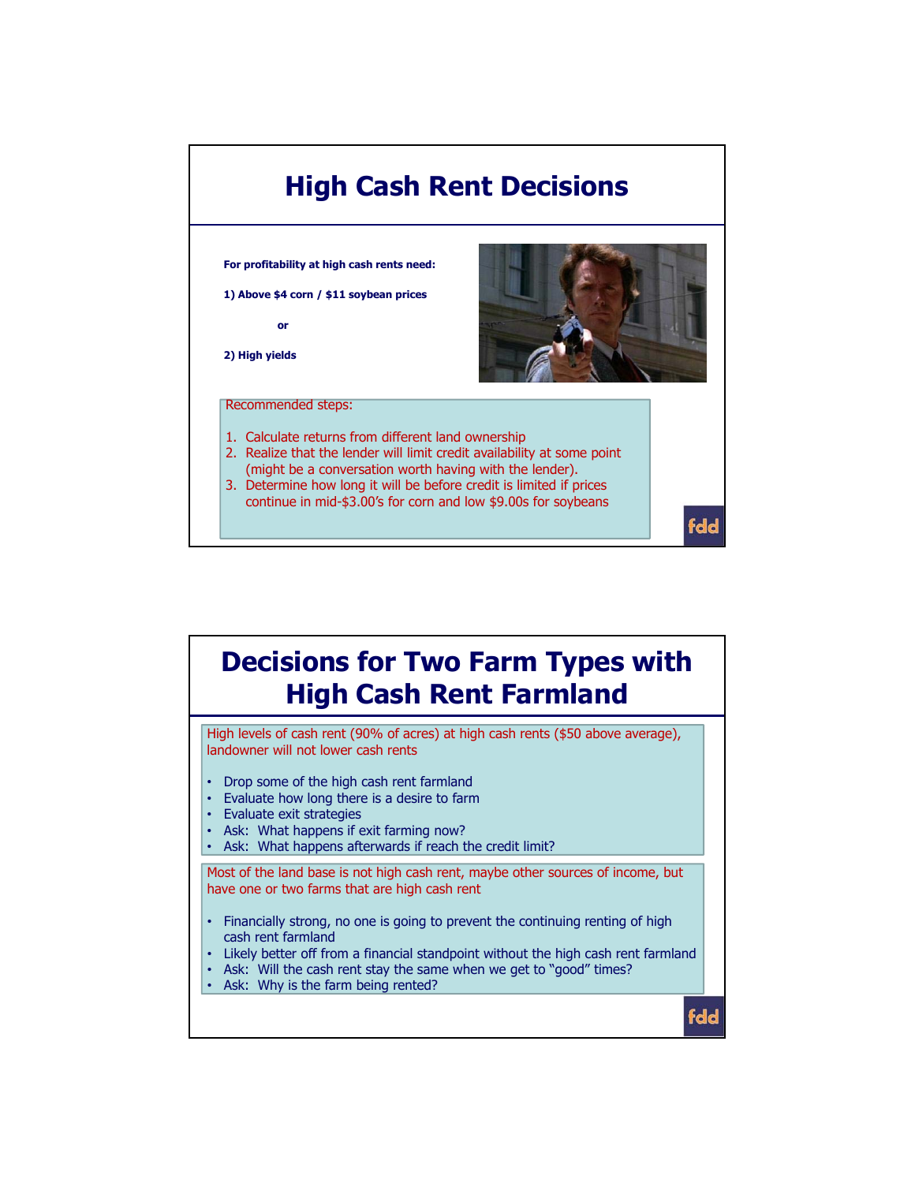# High Cash Rent Decisions

**For profitability at high cash rents need:**

**1) Above $4 corn / $11 soybean prices**

**or**

**2) High yields**

Recommended steps:

1. Calculate returns from different land ownership
2. Realize that the lender will limit credit availability at some point (might be a conversation worth having with the lender).
3. Determine how long it will be before credit is limited if prices continue in mid-$3.00's for corn and low $9.00s for soybeans

# Decisions for Two Farm Types with High Cash Rent Farmland

High levels of cash rent (90% of acres) at high cash rents ($50 above average), landowner will not lower cash rents

- Drop some of the high cash rent farmland
- Evaluate how long there is a desire to farm
- Evaluate exit strategies
- Ask: What happens if exit farming now?
- Ask: What happens afterwards if reach the credit limit?

Most of the land base is not high cash rent, maybe other sources of income, but have one or two farms that are high cash rent

- Financially strong, no one is going to prevent the continuing renting of high cash rent farmland
- Likely better off from a financial standpoint without the high cash rent farmland
- Ask: Will the cash rent stay the same when we get to "good" times?
- Ask: Why is the farm being rented?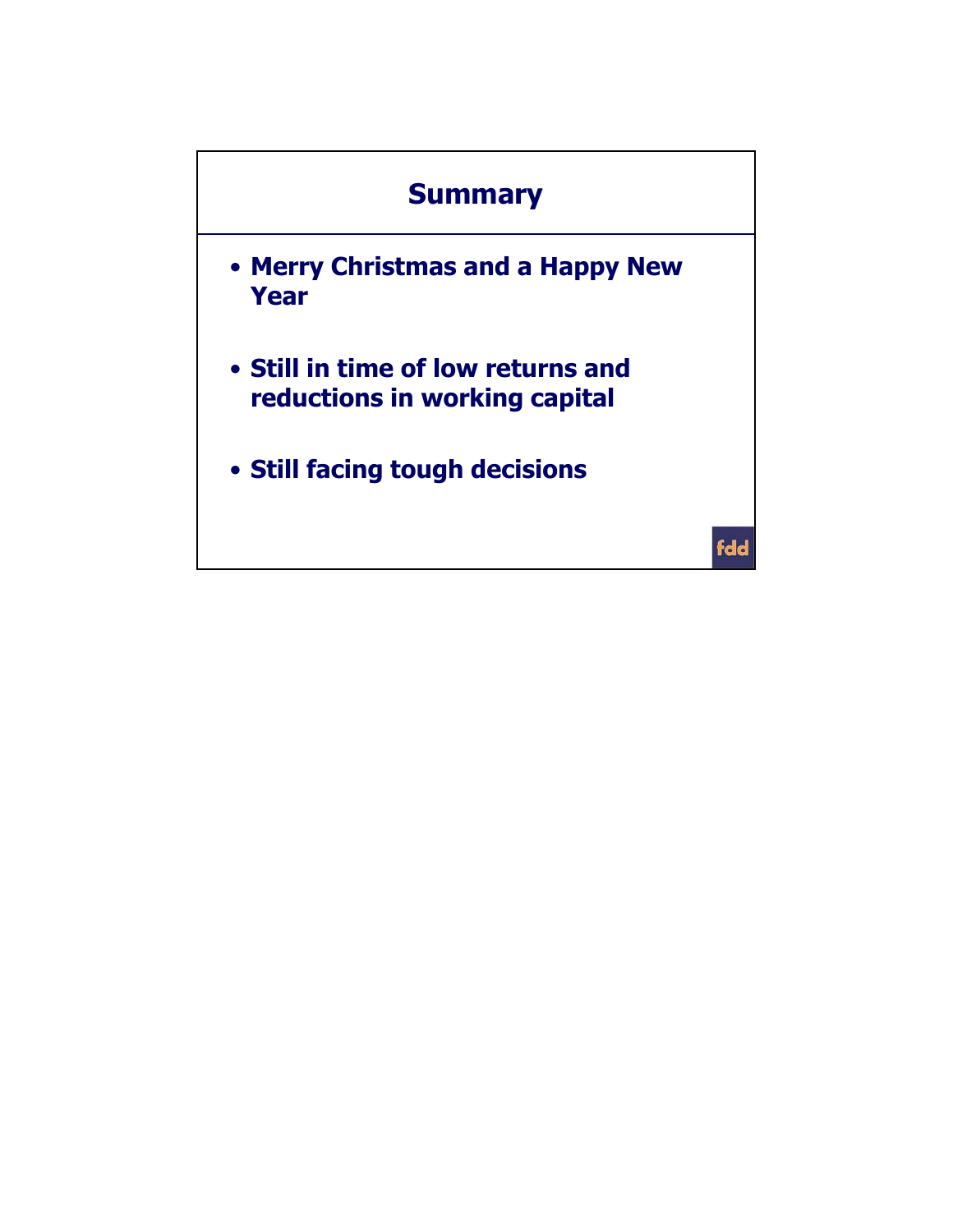# Summary

- Merry Christmas and a Happy New Year
- Still in time of low returns and reductions in working capital
- Still facing tough decisions

fdd